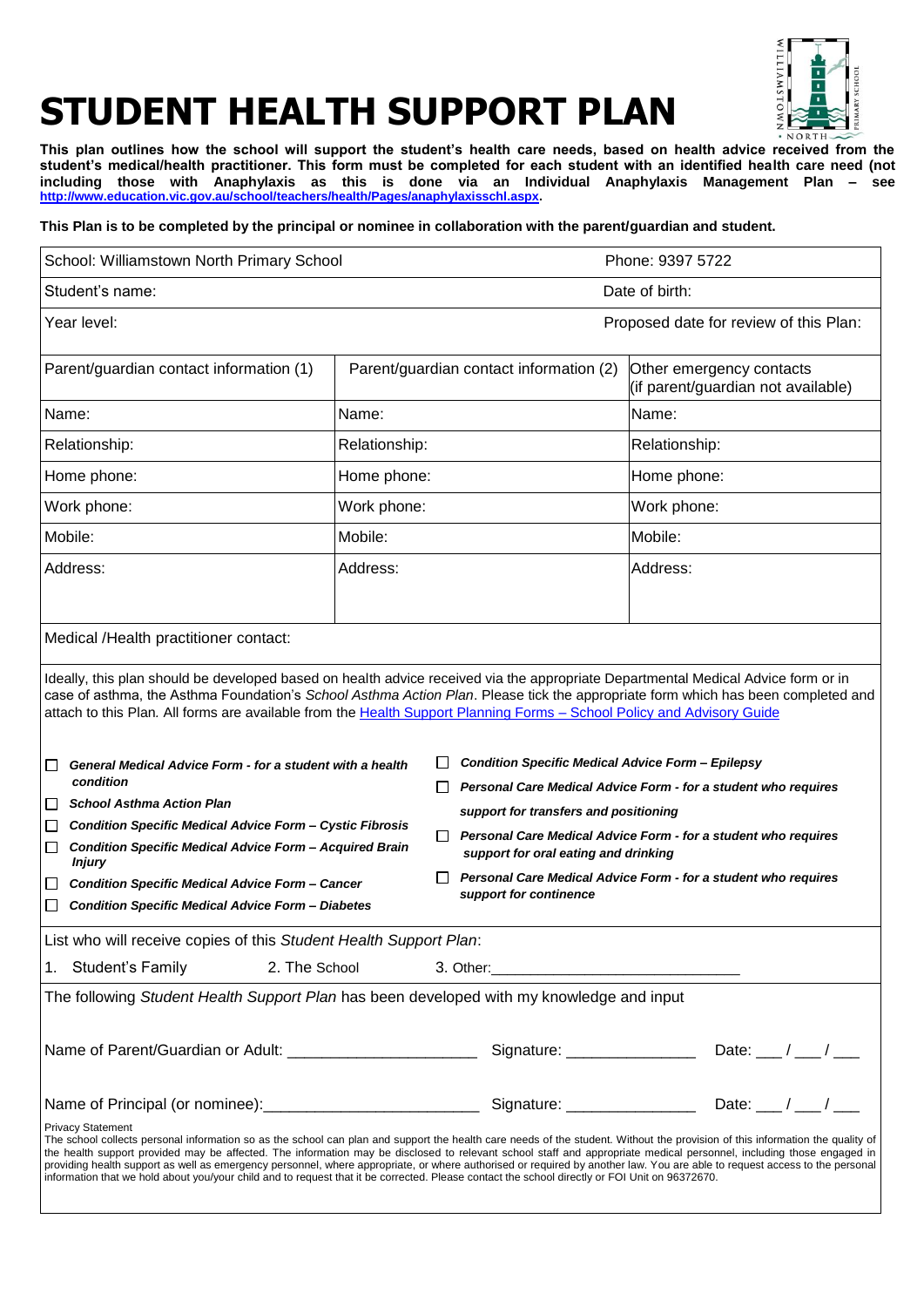# STUDENT HEALTH SUPPORT PLAN

**This plan outlines how the school will support the student's health care needs, based on health advice received from the student's medical/health practitioner. This form must be completed for each student with an identified health care need (not including those with Anaphylaxis as this is done via an Individual Anaphylaxis Management Plan – see http://www.education.vic.gov.au/school/teachers/health/Pages/anaphylaxisschl.aspx.**

**This Plan is to be completed by the principal or nominee in collaboration with the parent/guardian and student.**

| School: Williamstown North Primary School | | Phone: 9397 5722 |
|---|---|---|
| Student's name: | | Date of birth: |
| Year level: | | Proposed date for review of this Plan: |
| **Parent/guardian contact information (1)** | **Parent/guardian contact information (2)** | **Other emergency contacts (if parent/guardian not available)** |
| Name: | Name: | Name: |
| Relationship: | Relationship: | Relationship: |
| Home phone: | Home phone: | Home phone: |
| Work phone: | Work phone: | Work phone: |
| Mobile: | Mobile: | Mobile: |
| Address: | Address: | Address: |
| Medical /Health practitioner contact: | | |

Ideally, this plan should be developed based on health advice received via the appropriate Departmental Medical Advice form or in case of asthma, the Asthma Foundation's *School Asthma Action Plan*. Please tick the appropriate form which has been completed and attach to this Plan. All forms are available from the Health Support Planning Forms – School Policy and Advisory Guide

- ☐ ***General Medical Advice Form - for a student with a health condition***
- ☐ ***School Asthma Action Plan***
- ☐ ***Condition Specific Medical Advice Form – Cystic Fibrosis***
- ☐ ***Condition Specific Medical Advice Form – Acquired Brain Injury***
- ☐ ***Condition Specific Medical Advice Form – Cancer***
- ☐ ***Condition Specific Medical Advice Form – Diabetes***
- ☐ ***Condition Specific Medical Advice Form – Epilepsy***
- ☐ ***Personal Care Medical Advice Form - for a student who requires support for transfers and positioning***
- ☐ ***Personal Care Medical Advice Form - for a student who requires support for oral eating and drinking***
- ☐ ***Personal Care Medical Advice Form - for a student who requires support for continence***

List who will receive copies of this *Student Health Support Plan*:

1. Student's Family 2. The School 3. Other:______________________________

The following *Student Health Support Plan* has been developed with my knowledge and input

Name of Parent/Guardian or Adult: ______________________ Signature: _______________ Date: ___ / ___ / ___

Name of Principal (or nominee):_________________________ Signature: _______________ Date: ___ / ___ / ___

Privacy Statement
The school collects personal information so as the school can plan and support the health care needs of the student. Without the provision of this information the quality of the health support provided may be affected. The information may be disclosed to relevant school staff and appropriate medical personnel, including those engaged in providing health support as well as emergency personnel, where appropriate, or where authorised or required by another law. You are able to request access to the personal information that we hold about you/your child and to request that it be corrected. Please contact the school directly or FOI Unit on 96372670.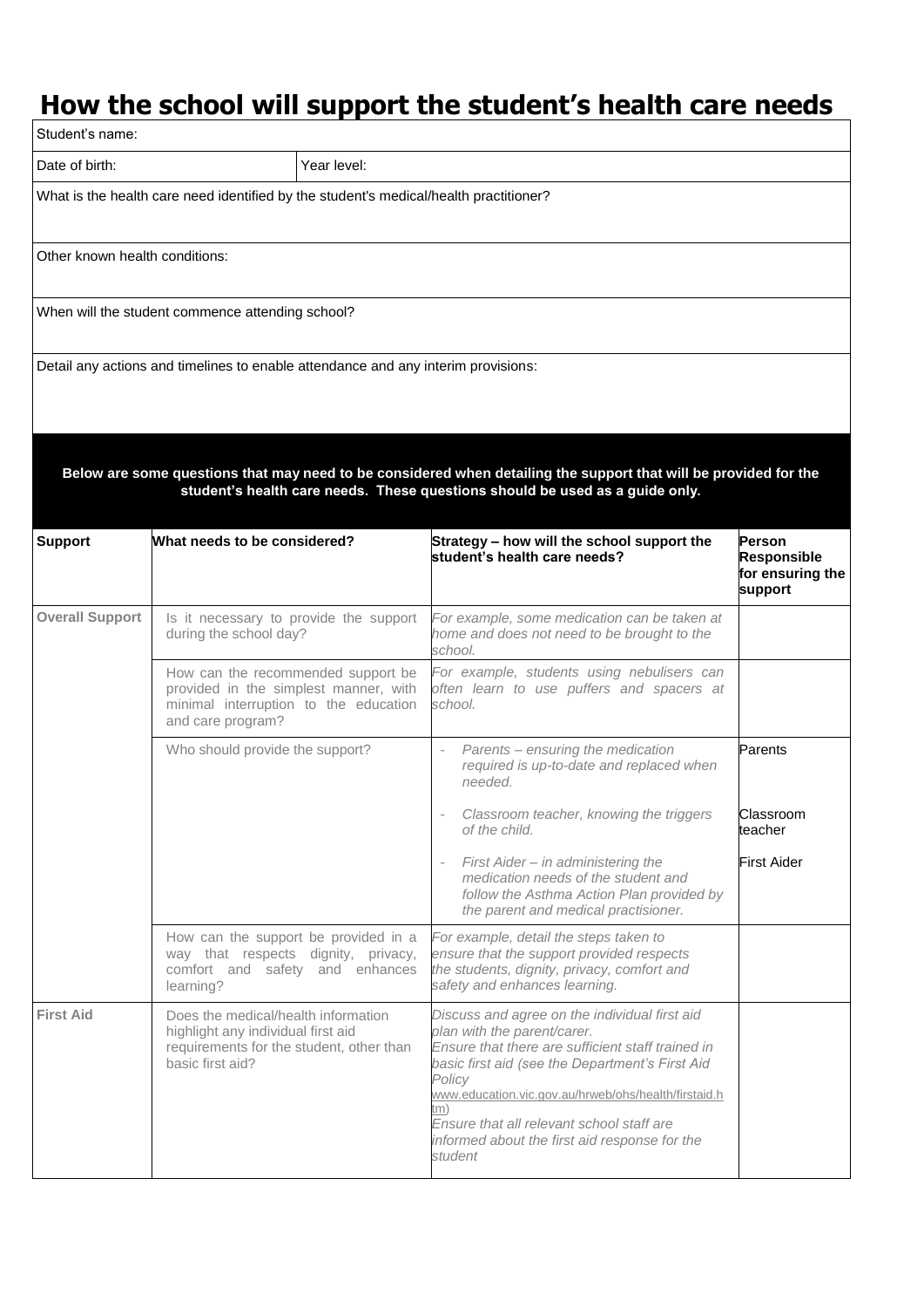# How the school will support the student's health care needs

| Student's name: | |
|---|---|
| Date of birth: | Year level: |
| What is the health care need identified by the student's medical/health practitioner? | |
| Other known health conditions: | |
| When will the student commence attending school? | |
| Detail any actions and timelines to enable attendance and any interim provisions: | |

**Below are some questions that may need to be considered when detailing the support that will be provided for the student's health care needs. These questions should be used as a guide only.**

| Support | What needs to be considered? | Strategy – how will the school support the student's health care needs? | Person Responsible for ensuring the support |
|---|---|---|---|
| **Overall Support** | Is it necessary to provide the support during the school day? | *For example, some medication can be taken at home and does not need to be brought to the school.* | |
| | How can the recommended support be provided in the simplest manner, with minimal interruption to the education and care program? | *For example, students using nebulisers can often learn to use puffers and spacers at school.* | |
| | Who should provide the support? | - *Parents – ensuring the medication required is up-to-date and replaced when needed.*<br>- *Classroom teacher, knowing the triggers of the child.*<br>- *First Aider – in administering the medication needs of the student and follow the Asthma Action Plan provided by the parent and medical practitioner.* | Parents<br><br>Classroom teacher<br><br>First Aider |
| | How can the support be provided in a way that respects dignity, privacy, comfort and safety and enhances learning? | *For example, detail the steps taken to ensure that the support provided respects the students, dignity, privacy, comfort and safety and enhances learning.* | |
| **First Aid** | Does the medical/health information highlight any individual first aid requirements for the student, other than basic first aid? | *Discuss and agree on the individual first aid plan with the parent/carer.*<br>*Ensure that there are sufficient staff trained in basic first aid (see the Department's First Aid Policy* www.education.vic.gov.au/hrweb/ohs/health/firstaid.htm)<br>*Ensure that all relevant school staff are informed about the first aid response for the student* | |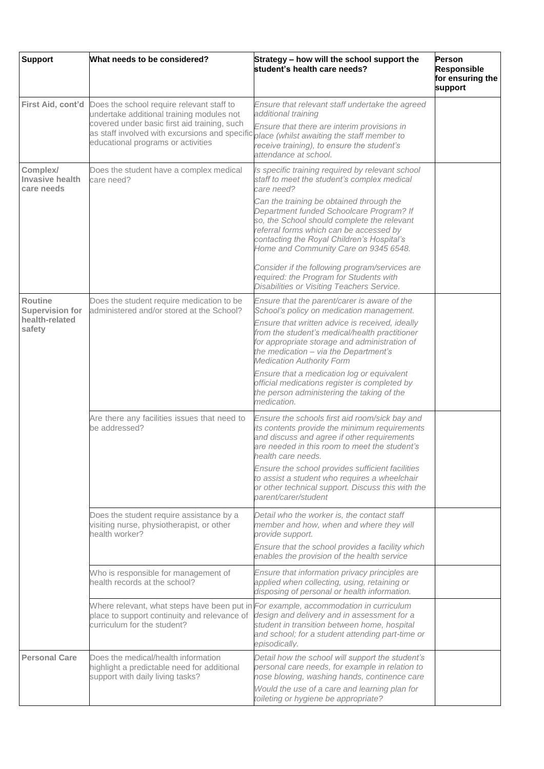| Support | What needs to be considered? | Strategy – how will the school support the student's health care needs? | Person Responsible for ensuring the support |
|---|---|---|---|
| **First Aid, cont'd** | Does the school require relevant staff to undertake additional training modules not covered under basic first aid training, such as staff involved with excursions and specific educational programs or activities | *Ensure that relevant staff undertake the agreed additional training*<br>*Ensure that there are interim provisions in place (whilst awaiting the staff member to receive training), to ensure the student's attendance at school.* | |
| **Complex/ Invasive health care needs** | Does the student have a complex medical care need? | *Is specific training required by relevant school staff to meet the student's complex medical care need?*<br>*Can the training be obtained through the Department funded Schoolcare Program? If so, the School should complete the relevant referral forms which can be accessed by contacting the Royal Children's Hospital's Home and Community Care on 9345 6548.*<br>*Consider if the following program/services are required: the Program for Students with Disabilities or Visiting Teachers Service.* | |
| **Routine Supervision for health-related safety** | Does the student require medication to be administered and/or stored at the School? | *Ensure that the parent/carer is aware of the School's policy on medication management.*<br>*Ensure that written advice is received, ideally from the student's medical/health practitioner for appropriate storage and administration of the medication – via the Department's Medication Authority Form*<br>*Ensure that a medication log or equivalent official medications register is completed by the person administering the taking of the medication.* | |
| | Are there any facilities issues that need to be addressed? | *Ensure the schools first aid room/sick bay and its contents provide the minimum requirements and discuss and agree if other requirements are needed in this room to meet the student's health care needs.*<br>*Ensure the school provides sufficient facilities to assist a student who requires a wheelchair or other technical support. Discuss this with the parent/carer/student* | |
| | Does the student require assistance by a visiting nurse, physiotherapist, or other health worker? | *Detail who the worker is, the contact staff member and how, when and where they will provide support.*<br>*Ensure that the school provides a facility which enables the provision of the health service* | |
| | Who is responsible for management of health records at the school? | *Ensure that information privacy principles are applied when collecting, using, retaining or disposing of personal or health information.* | |
| | Where relevant, what steps have been put in place to support continuity and relevance of curriculum for the student? | *For example, accommodation in curriculum design and delivery and in assessment for a student in transition between home, hospital and school; for a student attending part-time or episodically.* | |
| **Personal Care** | Does the medical/health information highlight a predictable need for additional support with daily living tasks? | *Detail how the school will support the student's personal care needs, for example in relation to nose blowing, washing hands, continence care*<br>*Would the use of a care and learning plan for toileting or hygiene be appropriate?* | |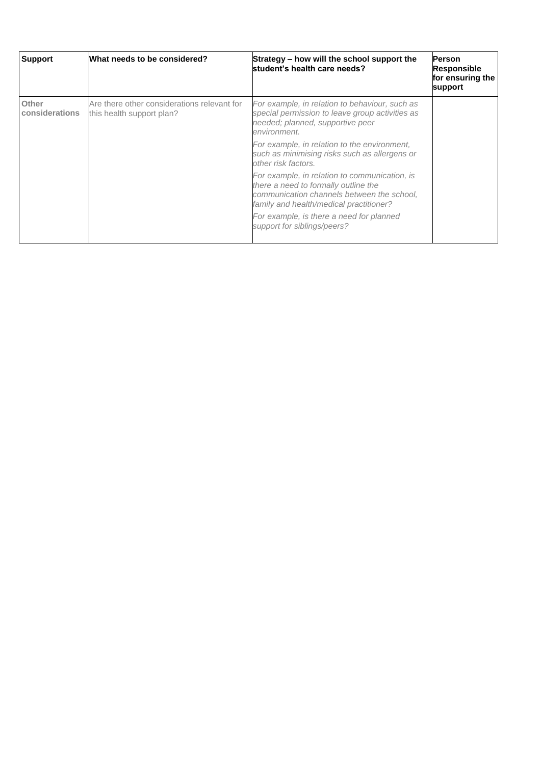| **Support** | **What needs to be considered?** | **Strategy – how will the school support the student's health care needs?** | **Person Responsible for ensuring the support** |
|---|---|---|---|
| **Other considerations** | Are there other considerations relevant for this health support plan? | *For example, in relation to behaviour, such as special permission to leave group activities as needed; planned, supportive peer environment.*<br><br>*For example, in relation to the environment, such as minimising risks such as allergens or other risk factors.*<br><br>*For example, in relation to communication, is there a need to formally outline the communication channels between the school, family and health/medical practitioner?*<br><br>*For example, is there a need for planned support for siblings/peers?* | |